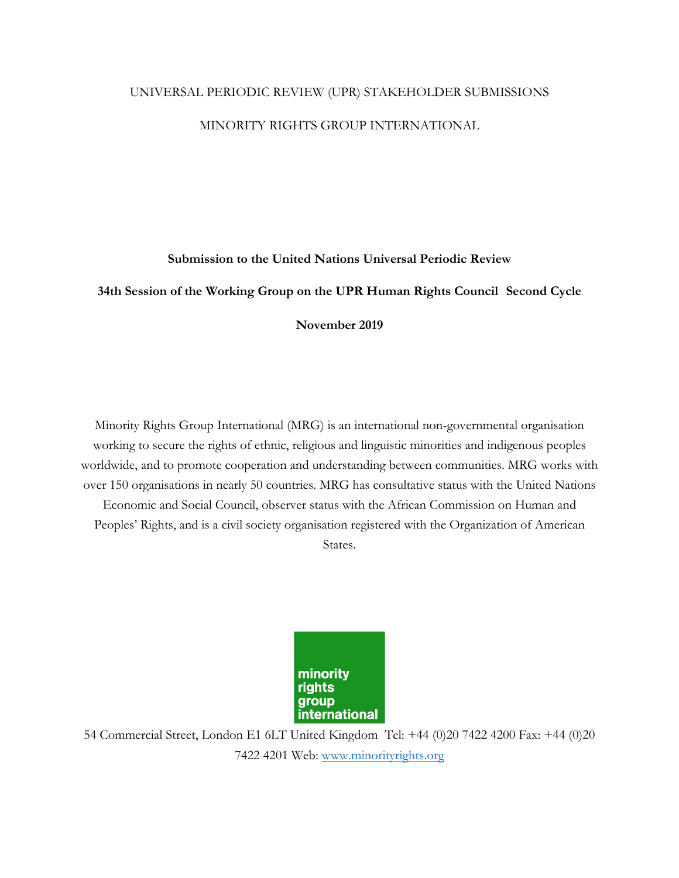UNIVERSAL PERIODIC REVIEW (UPR) STAKEHOLDER SUBMISSIONS

MINORITY RIGHTS GROUP INTERNATIONAL

**Submission to the United Nations Universal Periodic Review**

**34th Session of the Working Group on the UPR Human Rights Council Second Cycle**

**November 2019**

Minority Rights Group International (MRG) is an international non-governmental organisation working to secure the rights of ethnic, religious and linguistic minorities and indigenous peoples worldwide, and to promote cooperation and understanding between communities. MRG works with over 150 organisations in nearly 50 countries. MRG has consultative status with the United Nations Economic and Social Council, observer status with the African Commission on Human and Peoples' Rights, and is a civil society organisation registered with the Organization of American States.

minority rights group international

54 Commercial Street, London E1 6LT United Kingdom Tel: +44 (0)20 7422 4200 Fax: +44 (0)20 7422 4201 Web: [www.minorityrights.org](http://www.minorityrights.org)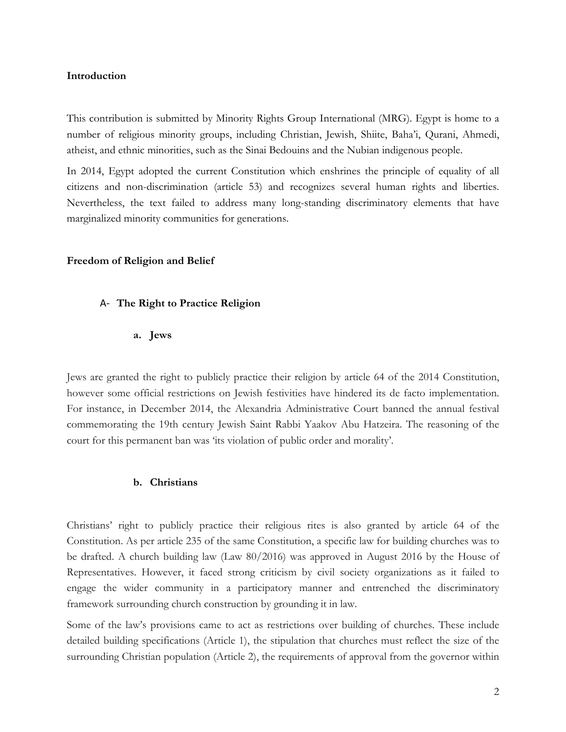## Introduction

This contribution is submitted by Minority Rights Group International (MRG). Egypt is home to a number of religious minority groups, including Christian, Jewish, Shiite, Baha'i, Qurani, Ahmedi, atheist, and ethnic minorities, such as the Sinai Bedouins and the Nubian indigenous people.

In 2014, Egypt adopted the current Constitution which enshrines the principle of equality of all citizens and non-discrimination (article 53) and recognizes several human rights and liberties. Nevertheless, the text failed to address many long-standing discriminatory elements that have marginalized minority communities for generations.

## Freedom of Religion and Belief

### A- The Right to Practice Religion

#### a. Jews

Jews are granted the right to publicly practice their religion by article 64 of the 2014 Constitution, however some official restrictions on Jewish festivities have hindered its de facto implementation. For instance, in December 2014, the Alexandria Administrative Court banned the annual festival commemorating the 19th century Jewish Saint Rabbi Yaakov Abu Hatzeira. The reasoning of the court for this permanent ban was 'its violation of public order and morality'.

#### b. Christians

Christians' right to publicly practice their religious rites is also granted by article 64 of the Constitution. As per article 235 of the same Constitution, a specific law for building churches was to be drafted. A church building law (Law 80/2016) was approved in August 2016 by the House of Representatives. However, it faced strong criticism by civil society organizations as it failed to engage the wider community in a participatory manner and entrenched the discriminatory framework surrounding church construction by grounding it in law.

Some of the law's provisions came to act as restrictions over building of churches. These include detailed building specifications (Article 1), the stipulation that churches must reflect the size of the surrounding Christian population (Article 2), the requirements of approval from the governor within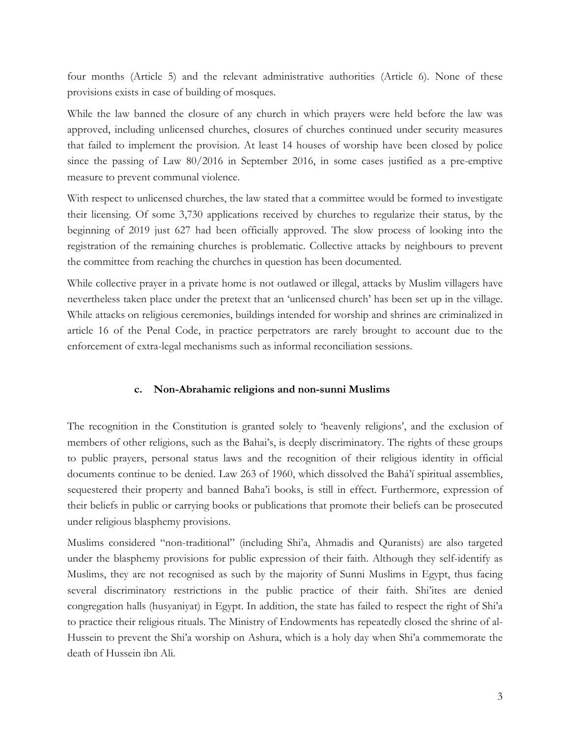four months (Article 5) and the relevant administrative authorities (Article 6). None of these provisions exists in case of building of mosques.

While the law banned the closure of any church in which prayers were held before the law was approved, including unlicensed churches, closures of churches continued under security measures that failed to implement the provision. At least 14 houses of worship have been closed by police since the passing of Law 80/2016 in September 2016, in some cases justified as a pre-emptive measure to prevent communal violence.

With respect to unlicensed churches, the law stated that a committee would be formed to investigate their licensing. Of some 3,730 applications received by churches to regularize their status, by the beginning of 2019 just 627 had been officially approved. The slow process of looking into the registration of the remaining churches is problematic. Collective attacks by neighbours to prevent the committee from reaching the churches in question has been documented.

While collective prayer in a private home is not outlawed or illegal, attacks by Muslim villagers have nevertheless taken place under the pretext that an 'unlicensed church' has been set up in the village. While attacks on religious ceremonies, buildings intended for worship and shrines are criminalized in article 16 of the Penal Code, in practice perpetrators are rarely brought to account due to the enforcement of extra-legal mechanisms such as informal reconciliation sessions.

### c. Non-Abrahamic religions and non-sunni Muslims

The recognition in the Constitution is granted solely to 'heavenly religions', and the exclusion of members of other religions, such as the Bahai's, is deeply discriminatory. The rights of these groups to public prayers, personal status laws and the recognition of their religious identity in official documents continue to be denied. Law 263 of 1960, which dissolved the Bahá'í spiritual assemblies, sequestered their property and banned Baha'i books, is still in effect. Furthermore, expression of their beliefs in public or carrying books or publications that promote their beliefs can be prosecuted under religious blasphemy provisions.

Muslims considered "non-traditional" (including Shi'a, Ahmadis and Quranists) are also targeted under the blasphemy provisions for public expression of their faith. Although they self-identify as Muslims, they are not recognised as such by the majority of Sunni Muslims in Egypt, thus facing several discriminatory restrictions in the public practice of their faith. Shi'ites are denied congregation halls (husyaniyat) in Egypt. In addition, the state has failed to respect the right of Shi'a to practice their religious rituals. The Ministry of Endowments has repeatedly closed the shrine of al-Hussein to prevent the Shi'a worship on Ashura, which is a holy day when Shi'a commemorate the death of Hussein ibn Ali.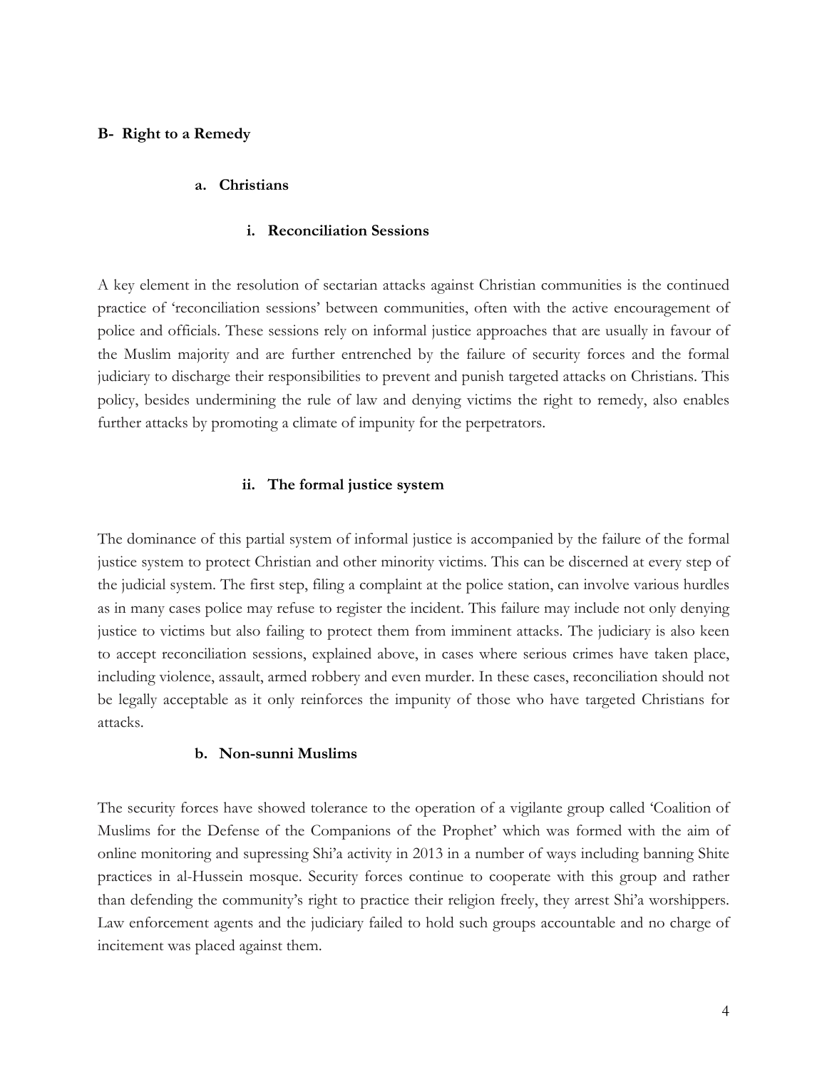## B- Right to a Remedy

### a. Christians

#### i. Reconciliation Sessions

A key element in the resolution of sectarian attacks against Christian communities is the continued practice of 'reconciliation sessions' between communities, often with the active encouragement of police and officials. These sessions rely on informal justice approaches that are usually in favour of the Muslim majority and are further entrenched by the failure of security forces and the formal judiciary to discharge their responsibilities to prevent and punish targeted attacks on Christians. This policy, besides undermining the rule of law and denying victims the right to remedy, also enables further attacks by promoting a climate of impunity for the perpetrators.

#### ii. The formal justice system

The dominance of this partial system of informal justice is accompanied by the failure of the formal justice system to protect Christian and other minority victims. This can be discerned at every step of the judicial system. The first step, filing a complaint at the police station, can involve various hurdles as in many cases police may refuse to register the incident. This failure may include not only denying justice to victims but also failing to protect them from imminent attacks. The judiciary is also keen to accept reconciliation sessions, explained above, in cases where serious crimes have taken place, including violence, assault, armed robbery and even murder. In these cases, reconciliation should not be legally acceptable as it only reinforces the impunity of those who have targeted Christians for attacks.

### b. Non-sunni Muslims

The security forces have showed tolerance to the operation of a vigilante group called 'Coalition of Muslims for the Defense of the Companions of the Prophet' which was formed with the aim of online monitoring and supressing Shi'a activity in 2013 in a number of ways including banning Shite practices in al-Hussein mosque. Security forces continue to cooperate with this group and rather than defending the community's right to practice their religion freely, they arrest Shi'a worshippers. Law enforcement agents and the judiciary failed to hold such groups accountable and no charge of incitement was placed against them.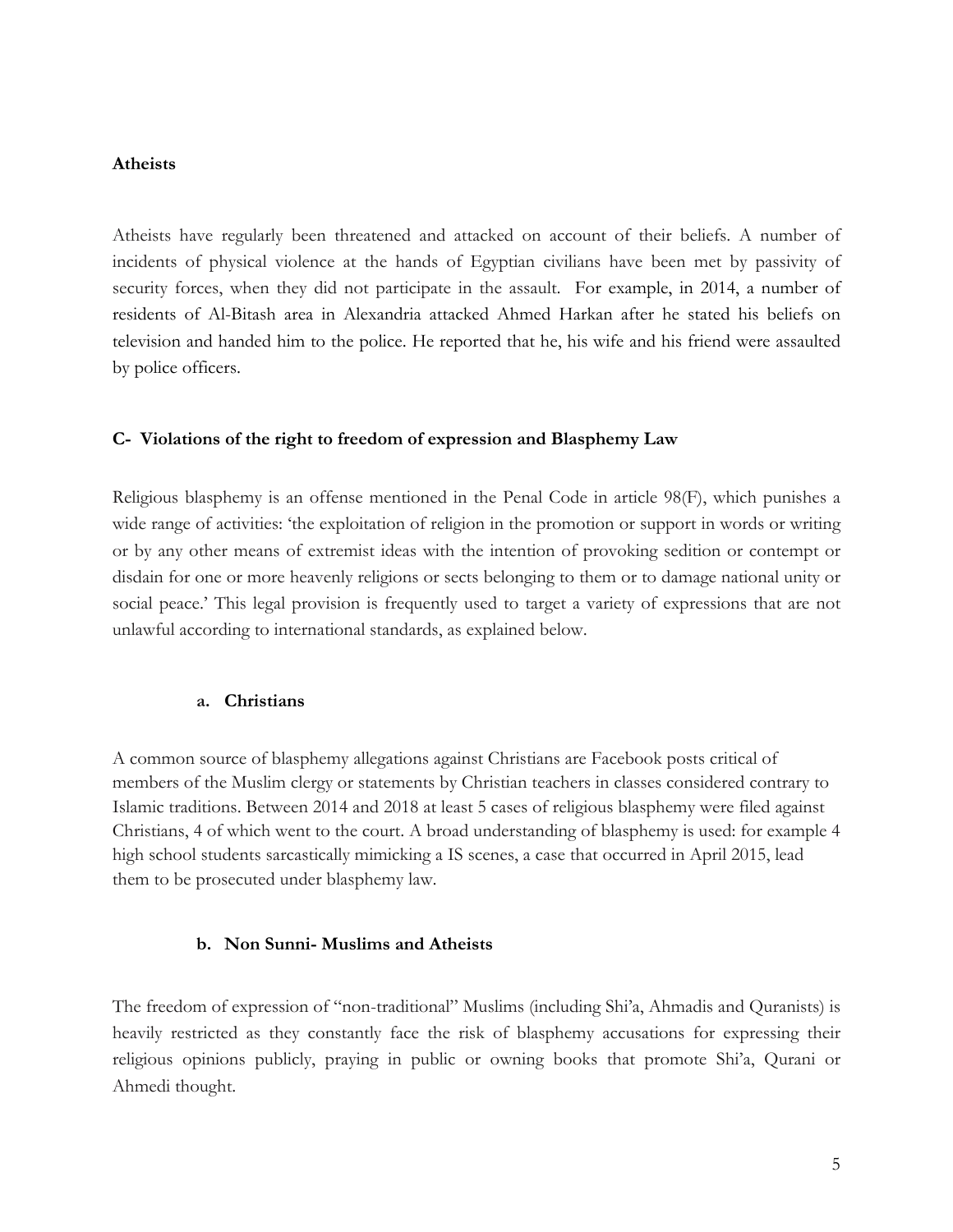**Atheists**

Atheists have regularly been threatened and attacked on account of their beliefs. A number of incidents of physical violence at the hands of Egyptian civilians have been met by passivity of security forces, when they did not participate in the assault. For example, in 2014, a number of residents of Al-Bitash area in Alexandria attacked Ahmed Harkan after he stated his beliefs on television and handed him to the police. He reported that he, his wife and his friend were assaulted by police officers.

### C- Violations of the right to freedom of expression and Blasphemy Law

Religious blasphemy is an offense mentioned in the Penal Code in article 98(F), which punishes a wide range of activities: 'the exploitation of religion in the promotion or support in words or writing or by any other means of extremist ideas with the intention of provoking sedition or contempt or disdain for one or more heavenly religions or sects belonging to them or to damage national unity or social peace.' This legal provision is frequently used to target a variety of expressions that are not unlawful according to international standards, as explained below.

#### a. Christians

A common source of blasphemy allegations against Christians are Facebook posts critical of members of the Muslim clergy or statements by Christian teachers in classes considered contrary to Islamic traditions. Between 2014 and 2018 at least 5 cases of religious blasphemy were filed against Christians, 4 of which went to the court. A broad understanding of blasphemy is used: for example 4 high school students sarcastically mimicking a IS scenes, a case that occurred in April 2015, lead them to be prosecuted under blasphemy law.

#### b. Non Sunni- Muslims and Atheists

The freedom of expression of "non-traditional" Muslims (including Shi'a, Ahmadis and Quranists) is heavily restricted as they constantly face the risk of blasphemy accusations for expressing their religious opinions publicly, praying in public or owning books that promote Shi'a, Qurani or Ahmedi thought.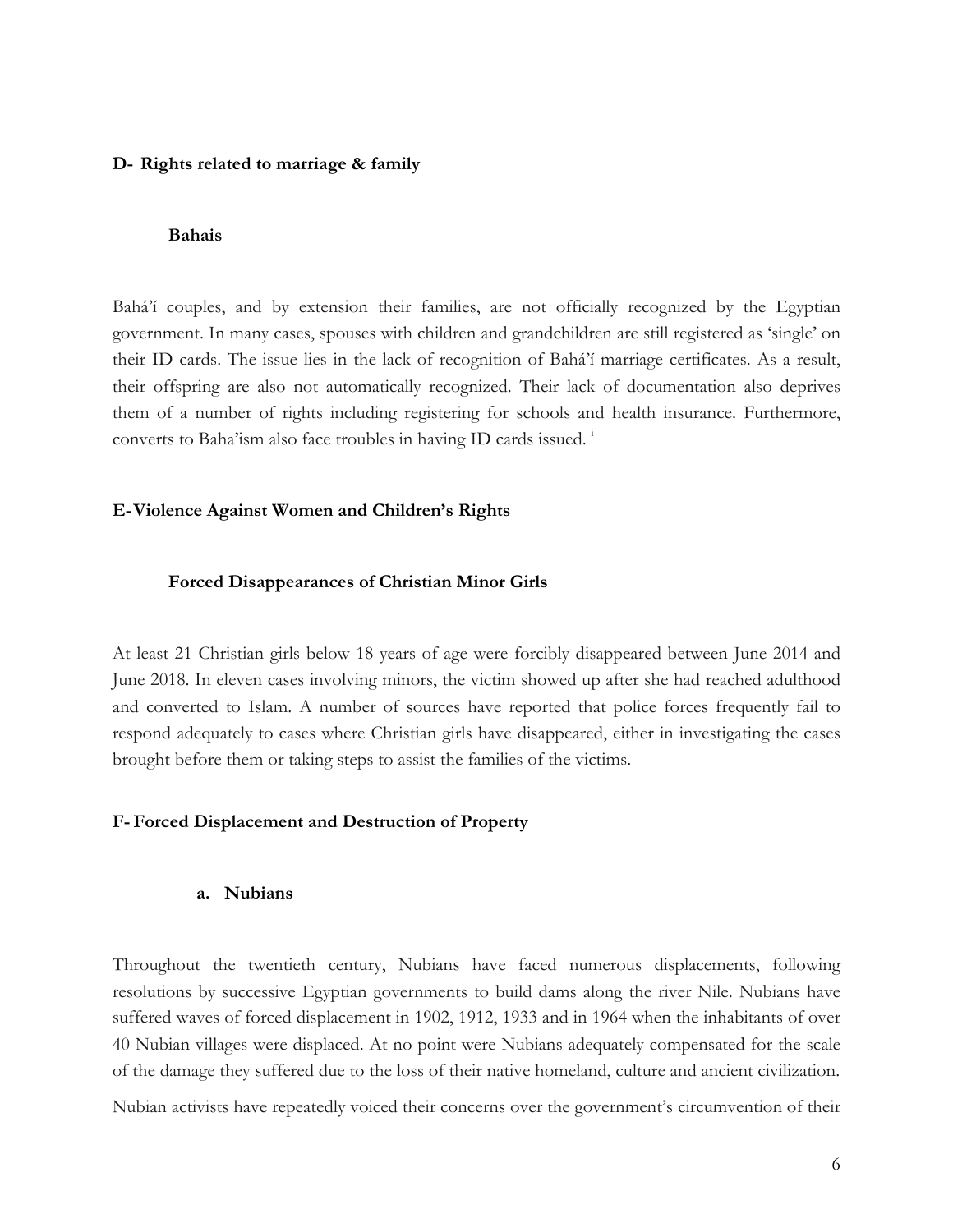**D- Rights related to marriage & family**

**Bahais**

Bahá'í couples, and by extension their families, are not officially recognized by the Egyptian government. In many cases, spouses with children and grandchildren are still registered as 'single' on their ID cards. The issue lies in the lack of recognition of Bahá'í marriage certificates. As a result, their offspring are also not automatically recognized. Their lack of documentation also deprives them of a number of rights including registering for schools and health insurance. Furthermore, converts to Baha'ism also face troubles in having ID cards issued. [i]

**E- Violence Against Women and Children's Rights**

**Forced Disappearances of Christian Minor Girls**

At least 21 Christian girls below 18 years of age were forcibly disappeared between June 2014 and June 2018. In eleven cases involving minors, the victim showed up after she had reached adulthood and converted to Islam. A number of sources have reported that police forces frequently fail to respond adequately to cases where Christian girls have disappeared, either in investigating the cases brought before them or taking steps to assist the families of the victims.

**F- Forced Displacement and Destruction of Property**

**a. Nubians**

Throughout the twentieth century, Nubians have faced numerous displacements, following resolutions by successive Egyptian governments to build dams along the river Nile. Nubians have suffered waves of forced displacement in 1902, 1912, 1933 and in 1964 when the inhabitants of over 40 Nubian villages were displaced. At no point were Nubians adequately compensated for the scale of the damage they suffered due to the loss of their native homeland, culture and ancient civilization.

Nubian activists have repeatedly voiced their concerns over the government's circumvention of their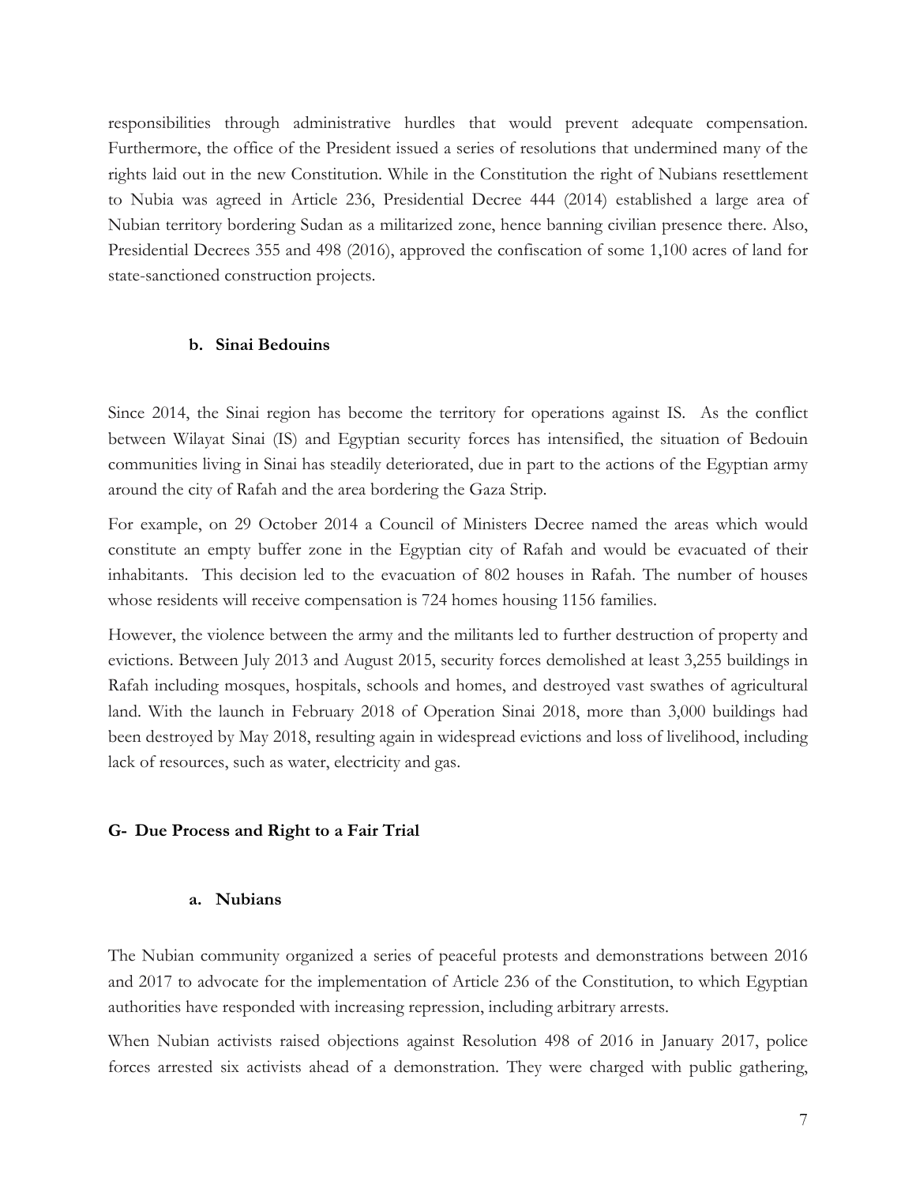responsibilities through administrative hurdles that would prevent adequate compensation. Furthermore, the office of the President issued a series of resolutions that undermined many of the rights laid out in the new Constitution. While in the Constitution the right of Nubians resettlement to Nubia was agreed in Article 236, Presidential Decree 444 (2014) established a large area of Nubian territory bordering Sudan as a militarized zone, hence banning civilian presence there. Also, Presidential Decrees 355 and 498 (2016), approved the confiscation of some 1,100 acres of land for state-sanctioned construction projects.

### b. Sinai Bedouins

Since 2014, the Sinai region has become the territory for operations against IS. As the conflict between Wilayat Sinai (IS) and Egyptian security forces has intensified, the situation of Bedouin communities living in Sinai has steadily deteriorated, due in part to the actions of the Egyptian army around the city of Rafah and the area bordering the Gaza Strip.

For example, on 29 October 2014 a Council of Ministers Decree named the areas which would constitute an empty buffer zone in the Egyptian city of Rafah and would be evacuated of their inhabitants. This decision led to the evacuation of 802 houses in Rafah. The number of houses whose residents will receive compensation is 724 homes housing 1156 families.

However, the violence between the army and the militants led to further destruction of property and evictions. Between July 2013 and August 2015, security forces demolished at least 3,255 buildings in Rafah including mosques, hospitals, schools and homes, and destroyed vast swathes of agricultural land. With the launch in February 2018 of Operation Sinai 2018, more than 3,000 buildings had been destroyed by May 2018, resulting again in widespread evictions and loss of livelihood, including lack of resources, such as water, electricity and gas.

## G- Due Process and Right to a Fair Trial

### a. Nubians

The Nubian community organized a series of peaceful protests and demonstrations between 2016 and 2017 to advocate for the implementation of Article 236 of the Constitution, to which Egyptian authorities have responded with increasing repression, including arbitrary arrests.

When Nubian activists raised objections against Resolution 498 of 2016 in January 2017, police forces arrested six activists ahead of a demonstration. They were charged with public gathering,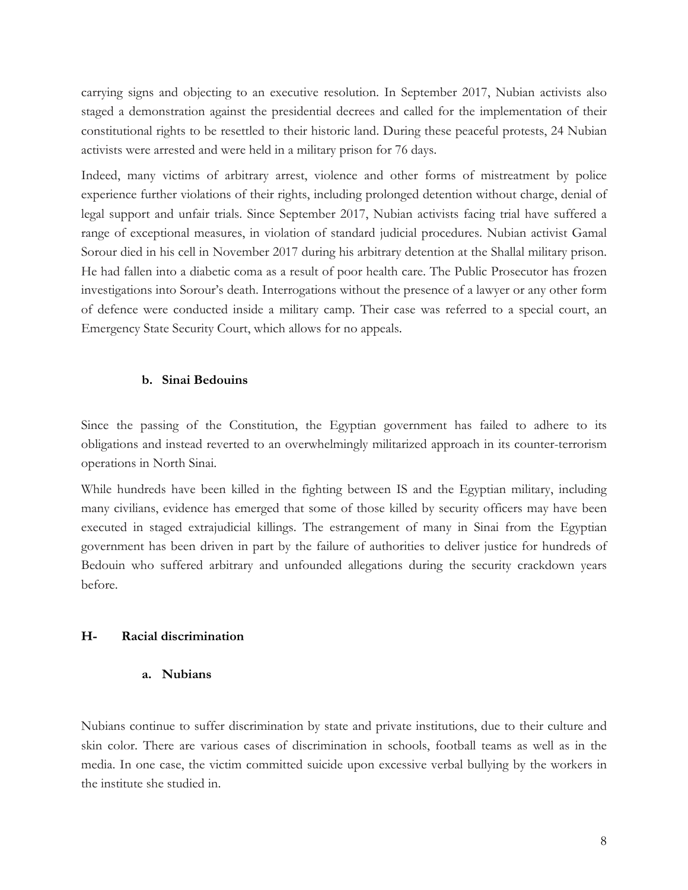carrying signs and objecting to an executive resolution. In September 2017, Nubian activists also staged a demonstration against the presidential decrees and called for the implementation of their constitutional rights to be resettled to their historic land. During these peaceful protests, 24 Nubian activists were arrested and were held in a military prison for 76 days.

Indeed, many victims of arbitrary arrest, violence and other forms of mistreatment by police experience further violations of their rights, including prolonged detention without charge, denial of legal support and unfair trials. Since September 2017, Nubian activists facing trial have suffered a range of exceptional measures, in violation of standard judicial procedures. Nubian activist Gamal Sorour died in his cell in November 2017 during his arbitrary detention at the Shallal military prison. He had fallen into a diabetic coma as a result of poor health care. The Public Prosecutor has frozen investigations into Sorour's death. Interrogations without the presence of a lawyer or any other form of defence were conducted inside a military camp. Their case was referred to a special court, an Emergency State Security Court, which allows for no appeals.

#### b. Sinai Bedouins

Since the passing of the Constitution, the Egyptian government has failed to adhere to its obligations and instead reverted to an overwhelmingly militarized approach in its counter-terrorism operations in North Sinai.

While hundreds have been killed in the fighting between IS and the Egyptian military, including many civilians, evidence has emerged that some of those killed by security officers may have been executed in staged extrajudicial killings. The estrangement of many in Sinai from the Egyptian government has been driven in part by the failure of authorities to deliver justice for hundreds of Bedouin who suffered arbitrary and unfounded allegations during the security crackdown years before.

### H- Racial discrimination

#### a. Nubians

Nubians continue to suffer discrimination by state and private institutions, due to their culture and skin color. There are various cases of discrimination in schools, football teams as well as in the media. In one case, the victim committed suicide upon excessive verbal bullying by the workers in the institute she studied in.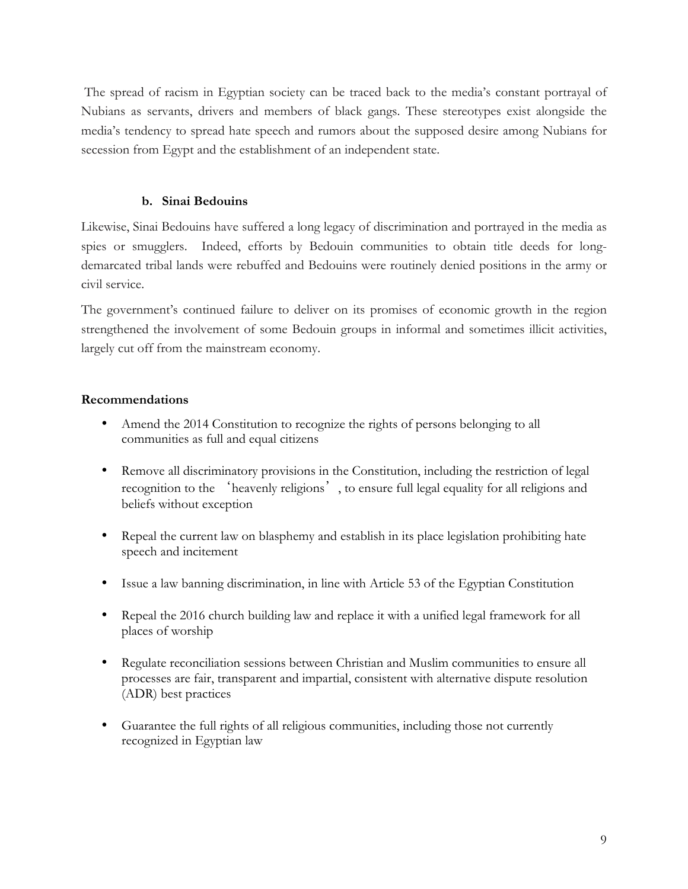The spread of racism in Egyptian society can be traced back to the media's constant portrayal of Nubians as servants, drivers and members of black gangs. These stereotypes exist alongside the media's tendency to spread hate speech and rumors about the supposed desire among Nubians for secession from Egypt and the establishment of an independent state.

### b. Sinai Bedouins

Likewise, Sinai Bedouins have suffered a long legacy of discrimination and portrayed in the media as spies or smugglers. Indeed, efforts by Bedouin communities to obtain title deeds for long-demarcated tribal lands were rebuffed and Bedouins were routinely denied positions in the army or civil service.

The government's continued failure to deliver on its promises of economic growth in the region strengthened the involvement of some Bedouin groups in informal and sometimes illicit activities, largely cut off from the mainstream economy.

**Recommendations**

- Amend the 2014 Constitution to recognize the rights of persons belonging to all communities as full and equal citizens
- Remove all discriminatory provisions in the Constitution, including the restriction of legal recognition to the 'heavenly religions', to ensure full legal equality for all religions and beliefs without exception
- Repeal the current law on blasphemy and establish in its place legislation prohibiting hate speech and incitement
- Issue a law banning discrimination, in line with Article 53 of the Egyptian Constitution
- Repeal the 2016 church building law and replace it with a unified legal framework for all places of worship
- Regulate reconciliation sessions between Christian and Muslim communities to ensure all processes are fair, transparent and impartial, consistent with alternative dispute resolution (ADR) best practices
- Guarantee the full rights of all religious communities, including those not currently recognized in Egyptian law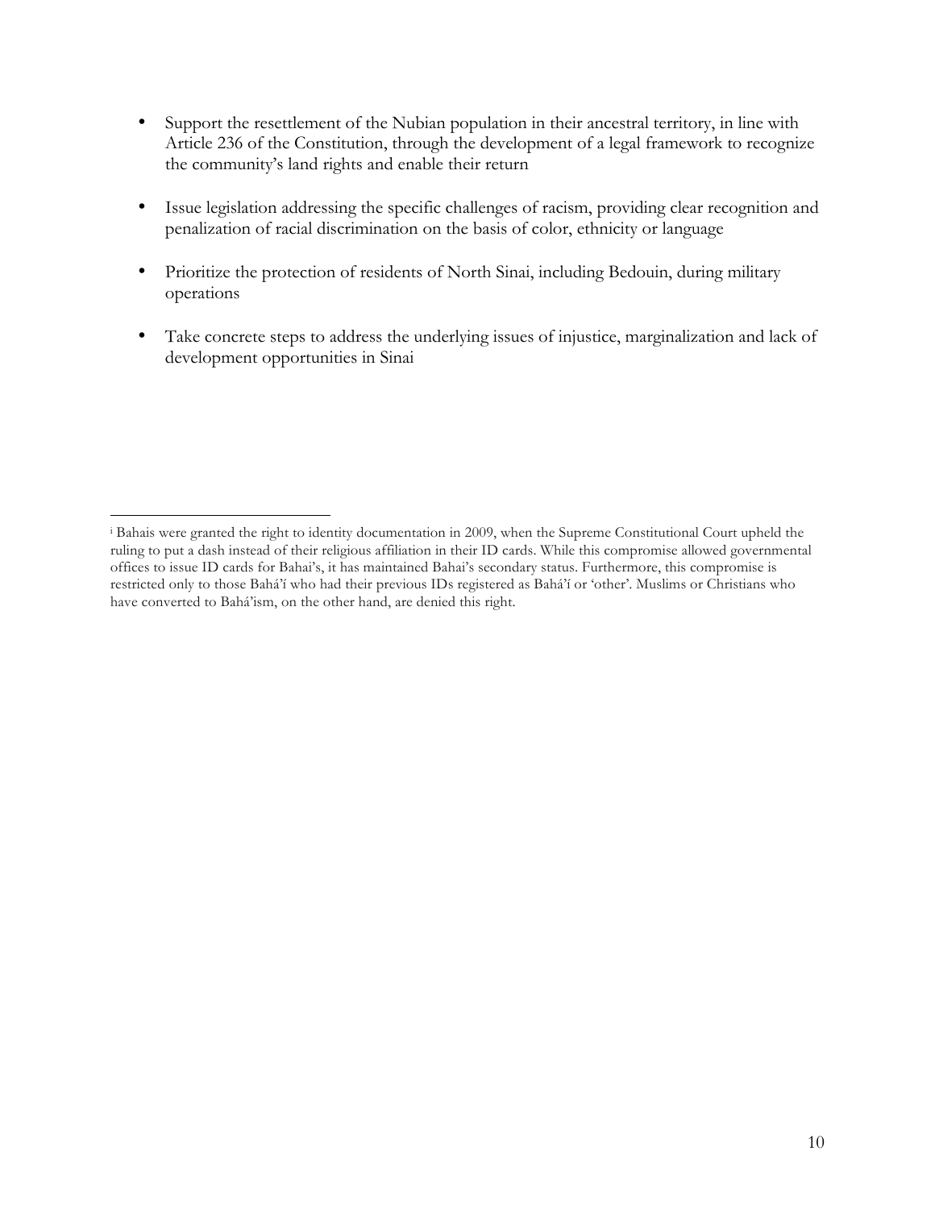- Support the resettlement of the Nubian population in their ancestral territory, in line with Article 236 of the Constitution, through the development of a legal framework to recognize the community's land rights and enable their return

- Issue legislation addressing the specific challenges of racism, providing clear recognition and penalization of racial discrimination on the basis of color, ethnicity or language

- Prioritize the protection of residents of North Sinai, including Bedouin, during military operations

- Take concrete steps to address the underlying issues of injustice, marginalization and lack of development opportunities in Sinai

---

[i] Bahais were granted the right to identity documentation in 2009, when the Supreme Constitutional Court upheld the ruling to put a dash instead of their religious affiliation in their ID cards. While this compromise allowed governmental offices to issue ID cards for Bahai's, it has maintained Bahai's secondary status. Furthermore, this compromise is restricted only to those Bahá'í who had their previous IDs registered as Bahá'í or 'other'. Muslims or Christians who have converted to Bahá'ism, on the other hand, are denied this right.